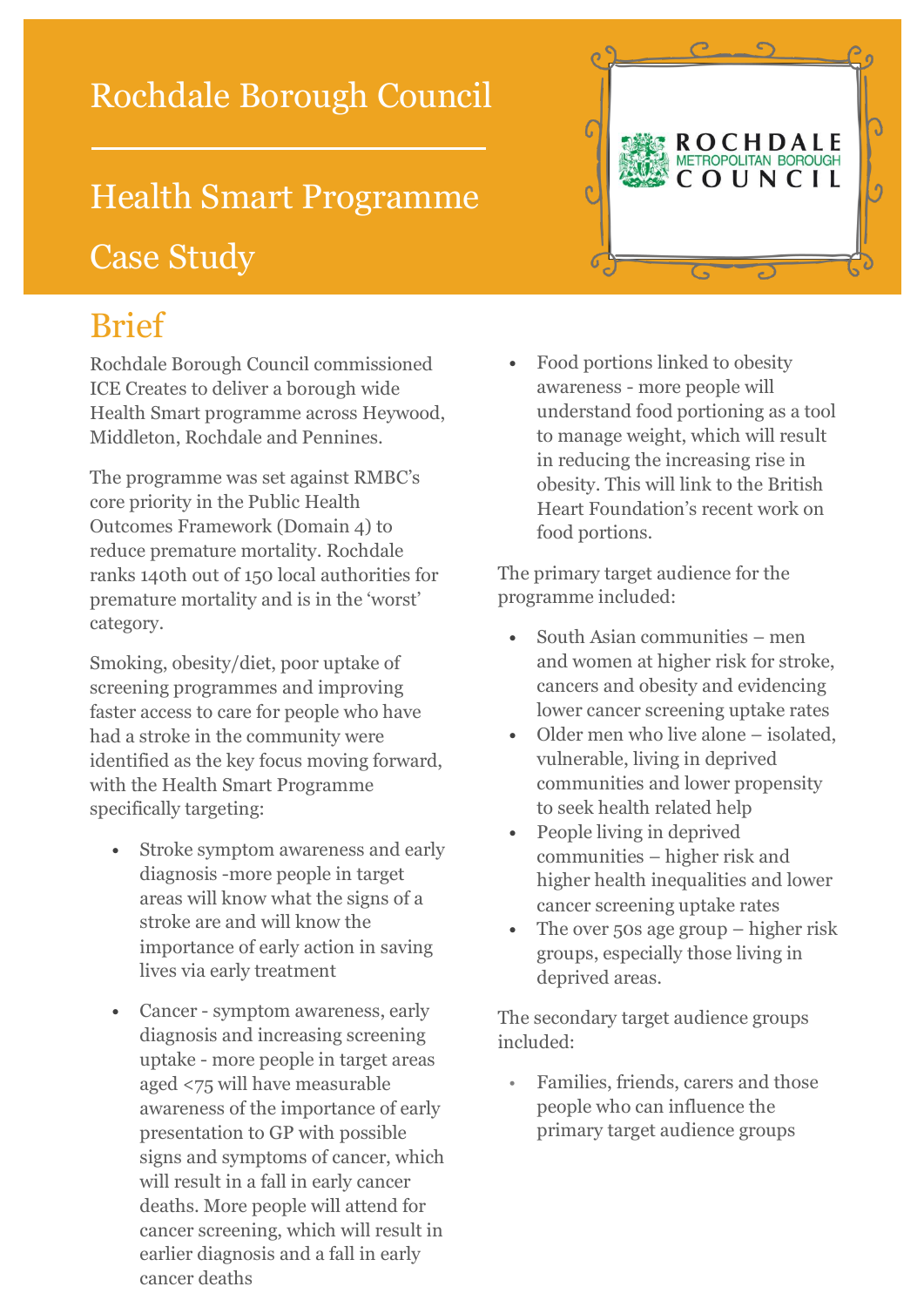# Rochdale Borough Council

## Health Smart Programme

## Case Study

ROCHDALE METROPOLITAN BOROUGH COUNCIL

## Brief

Rochdale Borough Council commissioned ICE Creates to deliver a borough wide Health Smart programme across Heywood, Middleton, Rochdale and Pennines.

The programme was set against RMBC's core priority in the Public Health Outcomes Framework (Domain 4) to reduce premature mortality. Rochdale ranks 140th out of 150 local authorities for premature mortality and is in the 'worst' category.

Smoking, obesity/diet, poor uptake of screening programmes and improving faster access to care for people who have had a stroke in the community were identified as the key focus moving forward, with the Health Smart Programme specifically targeting:

- Stroke symptom awareness and early diagnosis -more people in target areas will know what the signs of a stroke are and will know the importance of early action in saving lives via early treatment
- Cancer - symptom awareness, early diagnosis and increasing screening uptake - more people in target areas aged <75 will have measurable awareness of the importance of early presentation to GP with possible signs and symptoms of cancer, which will result in a fall in early cancer deaths. More people will attend for cancer screening, which will result in earlier diagnosis and a fall in early cancer deaths
- Food portions linked to obesity awareness - more people will understand food portioning as a tool to manage weight, which will result in reducing the increasing rise in obesity. This will link to the British Heart Foundation's recent work on food portions.

The primary target audience for the programme included:

- South Asian communities – men and women at higher risk for stroke, cancers and obesity and evidencing lower cancer screening uptake rates
- Older men who live alone – isolated, vulnerable, living in deprived communities and lower propensity to seek health related help
- People living in deprived communities – higher risk and higher health inequalities and lower cancer screening uptake rates
- The over 50s age group – higher risk groups, especially those living in deprived areas.

The secondary target audience groups included:

- Families, friends, carers and those people who can influence the primary target audience groups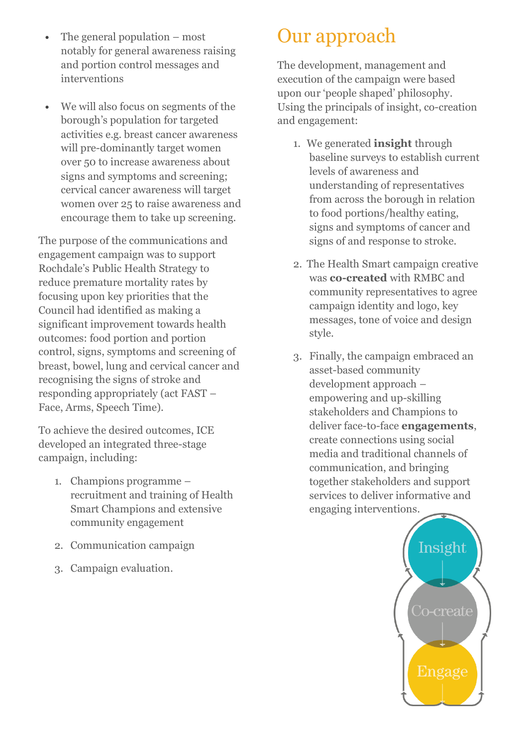- The general population – most notably for general awareness raising and portion control messages and interventions
- We will also focus on segments of the borough's population for targeted activities e.g. breast cancer awareness will pre-dominantly target women over 50 to increase awareness about signs and symptoms and screening; cervical cancer awareness will target women over 25 to raise awareness and encourage them to take up screening.

The purpose of the communications and engagement campaign was to support Rochdale's Public Health Strategy to reduce premature mortality rates by focusing upon key priorities that the Council had identified as making a significant improvement towards health outcomes: food portion and portion control, signs, symptoms and screening of breast, bowel, lung and cervical cancer and recognising the signs of stroke and responding appropriately (act FAST – Face, Arms, Speech Time).

To achieve the desired outcomes, ICE developed an integrated three-stage campaign, including:

1. Champions programme – recruitment and training of Health Smart Champions and extensive community engagement
2. Communication campaign
3. Campaign evaluation.

# Our approach

The development, management and execution of the campaign were based upon our 'people shaped' philosophy. Using the principals of insight, co-creation and engagement:

1. We generated **insight** through baseline surveys to establish current levels of awareness and understanding of representatives from across the borough in relation to food portions/healthy eating, signs and symptoms of cancer and signs of and response to stroke.
2. The Health Smart campaign creative was **co-created** with RMBC and community representatives to agree campaign identity and logo, key messages, tone of voice and design style.
3. Finally, the campaign embraced an asset-based community development approach – empowering and up-skilling stakeholders and Champions to deliver face-to-face **engagements**, create connections using social media and traditional channels of communication, and bringing together stakeholders and support services to deliver informative and engaging interventions.

Insight

Co-create

Engage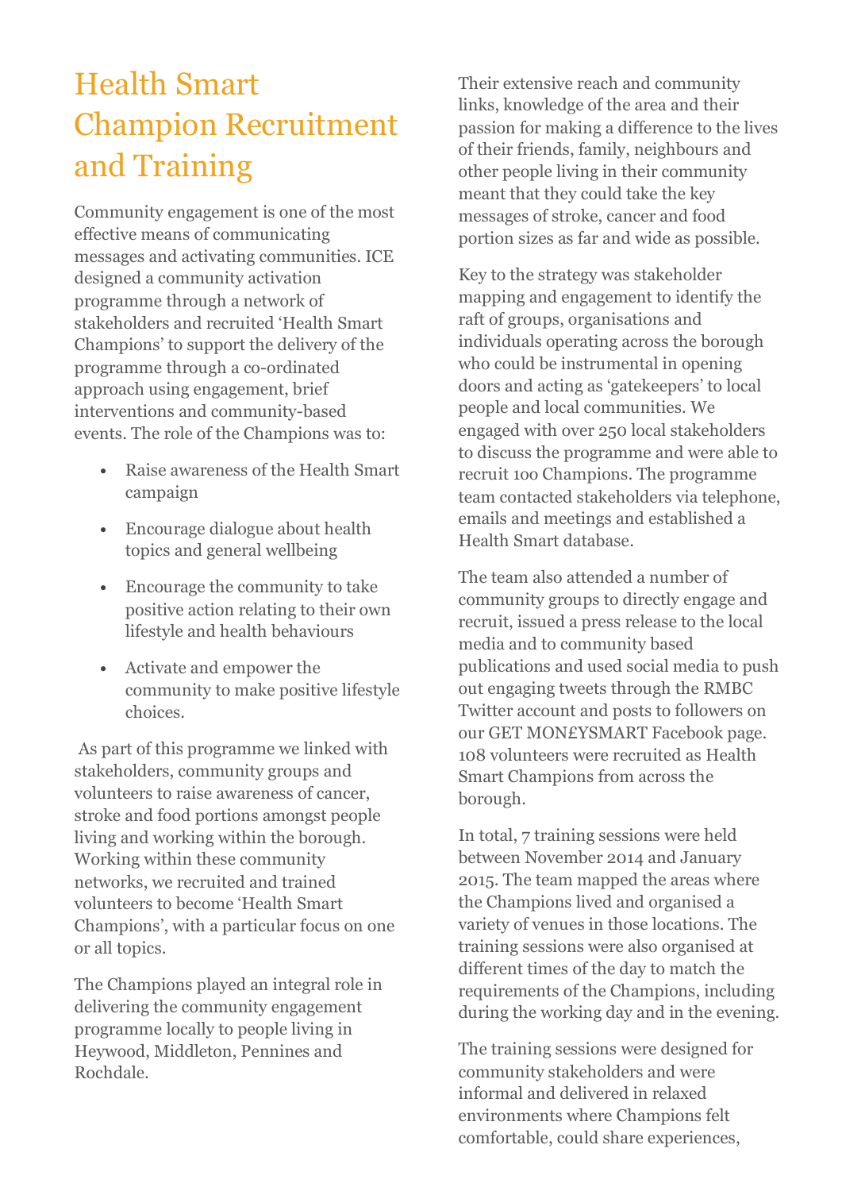# Health Smart Champion Recruitment and Training

Community engagement is one of the most effective means of communicating messages and activating communities. ICE designed a community activation programme through a network of stakeholders and recruited 'Health Smart Champions' to support the delivery of the programme through a co-ordinated approach using engagement, brief interventions and community-based events. The role of the Champions was to:

- Raise awareness of the Health Smart campaign
- Encourage dialogue about health topics and general wellbeing
- Encourage the community to take positive action relating to their own lifestyle and health behaviours
- Activate and empower the community to make positive lifestyle choices.

As part of this programme we linked with stakeholders, community groups and volunteers to raise awareness of cancer, stroke and food portions amongst people living and working within the borough. Working within these community networks, we recruited and trained volunteers to become 'Health Smart Champions', with a particular focus on one or all topics.

The Champions played an integral role in delivering the community engagement programme locally to people living in Heywood, Middleton, Pennines and Rochdale.

Their extensive reach and community links, knowledge of the area and their passion for making a difference to the lives of their friends, family, neighbours and other people living in their community meant that they could take the key messages of stroke, cancer and food portion sizes as far and wide as possible.

Key to the strategy was stakeholder mapping and engagement to identify the raft of groups, organisations and individuals operating across the borough who could be instrumental in opening doors and acting as 'gatekeepers' to local people and local communities. We engaged with over 250 local stakeholders to discuss the programme and were able to recruit 100 Champions. The programme team contacted stakeholders via telephone, emails and meetings and established a Health Smart database.

The team also attended a number of community groups to directly engage and recruit, issued a press release to the local media and to community based publications and used social media to push out engaging tweets through the RMBC Twitter account and posts to followers on our GET MON£YSMART Facebook page. 108 volunteers were recruited as Health Smart Champions from across the borough.

In total, 7 training sessions were held between November 2014 and January 2015. The team mapped the areas where the Champions lived and organised a variety of venues in those locations. The training sessions were also organised at different times of the day to match the requirements of the Champions, including during the working day and in the evening.

The training sessions were designed for community stakeholders and were informal and delivered in relaxed environments where Champions felt comfortable, could share experiences,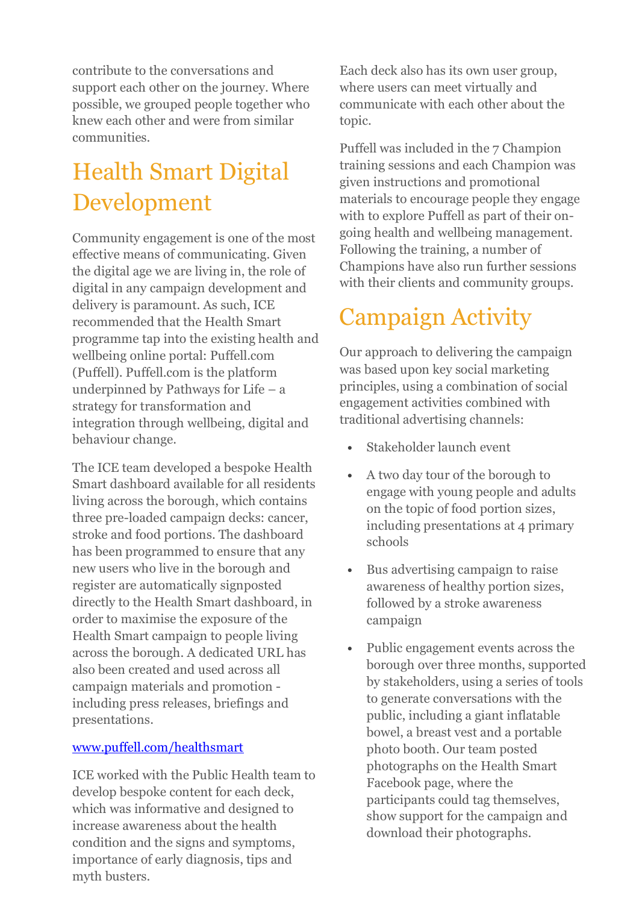contribute to the conversations and support each other on the journey. Where possible, we grouped people together who knew each other and were from similar communities.

# Health Smart Digital Development

Community engagement is one of the most effective means of communicating. Given the digital age we are living in, the role of digital in any campaign development and delivery is paramount. As such, ICE recommended that the Health Smart programme tap into the existing health and wellbeing online portal: Puffell.com (Puffell). Puffell.com is the platform underpinned by Pathways for Life – a strategy for transformation and integration through wellbeing, digital and behaviour change.

The ICE team developed a bespoke Health Smart dashboard available for all residents living across the borough, which contains three pre-loaded campaign decks: cancer, stroke and food portions. The dashboard has been programmed to ensure that any new users who live in the borough and register are automatically signposted directly to the Health Smart dashboard, in order to maximise the exposure of the Health Smart campaign to people living across the borough. A dedicated URL has also been created and used across all campaign materials and promotion - including press releases, briefings and presentations.

[www.puffell.com/healthsmart](www.puffell.com/healthsmart)

ICE worked with the Public Health team to develop bespoke content for each deck, which was informative and designed to increase awareness about the health condition and the signs and symptoms, importance of early diagnosis, tips and myth busters.

Each deck also has its own user group, where users can meet virtually and communicate with each other about the topic.

Puffell was included in the 7 Champion training sessions and each Champion was given instructions and promotional materials to encourage people they engage with to explore Puffell as part of their on-going health and wellbeing management. Following the training, a number of Champions have also run further sessions with their clients and community groups.

# Campaign Activity

Our approach to delivering the campaign was based upon key social marketing principles, using a combination of social engagement activities combined with traditional advertising channels:

- Stakeholder launch event
- A two day tour of the borough to engage with young people and adults on the topic of food portion sizes, including presentations at 4 primary schools
- Bus advertising campaign to raise awareness of healthy portion sizes, followed by a stroke awareness campaign
- Public engagement events across the borough over three months, supported by stakeholders, using a series of tools to generate conversations with the public, including a giant inflatable bowel, a breast vest and a portable photo booth. Our team posted photographs on the Health Smart Facebook page, where the participants could tag themselves, show support for the campaign and download their photographs.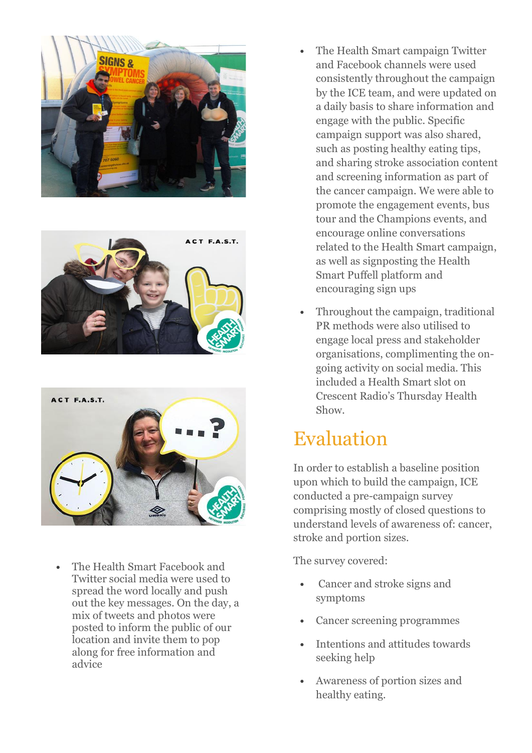- The Health Smart Facebook and Twitter social media were used to spread the word locally and push out the key messages. On the day, a mix of tweets and photos were posted to inform the public of our location and invite them to pop along for free information and advice

- The Health Smart campaign Twitter and Facebook channels were used consistently throughout the campaign by the ICE team, and were updated on a daily basis to share information and engage with the public. Specific campaign support was also shared, such as posting healthy eating tips, and sharing stroke association content and screening information as part of the cancer campaign. We were able to promote the engagement events, bus tour and the Champions events, and encourage online conversations related to the Health Smart campaign, as well as signposting the Health Smart Puffell platform and encouraging sign ups

- Throughout the campaign, traditional PR methods were also utilised to engage local press and stakeholder organisations, complimenting the on-going activity on social media. This included a Health Smart slot on Crescent Radio's Thursday Health Show.

## Evaluation

In order to establish a baseline position upon which to build the campaign, ICE conducted a pre-campaign survey comprising mostly of closed questions to understand levels of awareness of: cancer, stroke and portion sizes.

The survey covered:

- Cancer and stroke signs and symptoms
- Cancer screening programmes
- Intentions and attitudes towards seeking help
- Awareness of portion sizes and healthy eating.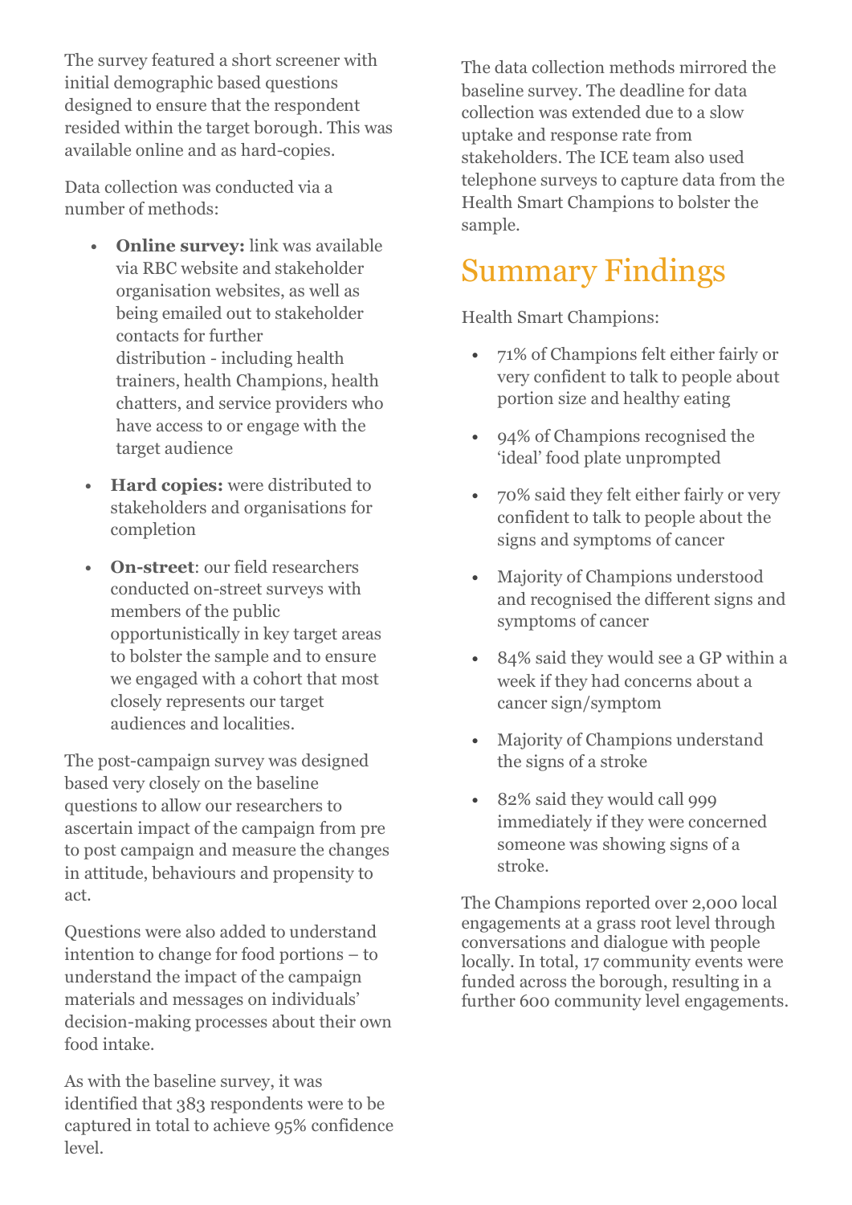The survey featured a short screener with initial demographic based questions designed to ensure that the respondent resided within the target borough. This was available online and as hard-copies.

Data collection was conducted via a number of methods:

- **Online survey:** link was available via RBC website and stakeholder organisation websites, as well as being emailed out to stakeholder contacts for further distribution - including health trainers, health Champions, health chatters, and service providers who have access to or engage with the target audience
- **Hard copies:** were distributed to stakeholders and organisations for completion
- **On-street**: our field researchers conducted on-street surveys with members of the public opportunistically in key target areas to bolster the sample and to ensure we engaged with a cohort that most closely represents our target audiences and localities.

The post-campaign survey was designed based very closely on the baseline questions to allow our researchers to ascertain impact of the campaign from pre to post campaign and measure the changes in attitude, behaviours and propensity to act.

Questions were also added to understand intention to change for food portions – to understand the impact of the campaign materials and messages on individuals' decision-making processes about their own food intake.

As with the baseline survey, it was identified that 383 respondents were to be captured in total to achieve 95% confidence level.

The data collection methods mirrored the baseline survey. The deadline for data collection was extended due to a slow uptake and response rate from stakeholders. The ICE team also used telephone surveys to capture data from the Health Smart Champions to bolster the sample.

# Summary Findings

Health Smart Champions:

- 71% of Champions felt either fairly or very confident to talk to people about portion size and healthy eating
- 94% of Champions recognised the 'ideal' food plate unprompted
- 70% said they felt either fairly or very confident to talk to people about the signs and symptoms of cancer
- Majority of Champions understood and recognised the different signs and symptoms of cancer
- 84% said they would see a GP within a week if they had concerns about a cancer sign/symptom
- Majority of Champions understand the signs of a stroke
- 82% said they would call 999 immediately if they were concerned someone was showing signs of a stroke.

The Champions reported over 2,000 local engagements at a grass root level through conversations and dialogue with people locally. In total, 17 community events were funded across the borough, resulting in a further 600 community level engagements.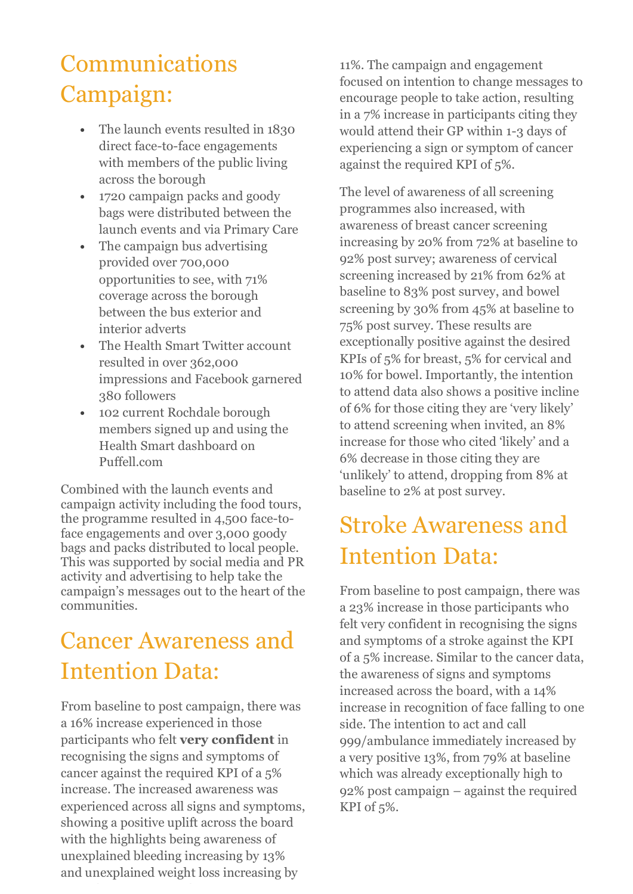## Communications Campaign:

- The launch events resulted in 1830 direct face-to-face engagements with members of the public living across the borough
- 1720 campaign packs and goody bags were distributed between the launch events and via Primary Care
- The campaign bus advertising provided over 700,000 opportunities to see, with 71% coverage across the borough between the bus exterior and interior adverts
- The Health Smart Twitter account resulted in over 362,000 impressions and Facebook garnered 380 followers
- 102 current Rochdale borough members signed up and using the Health Smart dashboard on Puffell.com

Combined with the launch events and campaign activity including the food tours, the programme resulted in 4,500 face-to-face engagements and over 3,000 goody bags and packs distributed to local people. This was supported by social media and PR activity and advertising to help take the campaign's messages out to the heart of the communities.

## Cancer Awareness and Intention Data:

From baseline to post campaign, there was a 16% increase experienced in those participants who felt **very confident** in recognising the signs and symptoms of cancer against the required KPI of a 5% increase. The increased awareness was experienced across all signs and symptoms, showing a positive uplift across the board with the highlights being awareness of unexplained bleeding increasing by 13% and unexplained weight loss increasing by 11%. The campaign and engagement focused on intention to change messages to encourage people to take action, resulting in a 7% increase in participants citing they would attend their GP within 1-3 days of experiencing a sign or symptom of cancer against the required KPI of 5%.

The level of awareness of all screening programmes also increased, with awareness of breast cancer screening increasing by 20% from 72% at baseline to 92% post survey; awareness of cervical screening increased by 21% from 62% at baseline to 83% post survey, and bowel screening by 30% from 45% at baseline to 75% post survey. These results are exceptionally positive against the desired KPIs of 5% for breast, 5% for cervical and 10% for bowel. Importantly, the intention to attend data also shows a positive incline of 6% for those citing they are 'very likely' to attend screening when invited, an 8% increase for those who cited 'likely' and a 6% decrease in those citing they are 'unlikely' to attend, dropping from 8% at baseline to 2% at post survey.

## Stroke Awareness and Intention Data:

From baseline to post campaign, there was a 23% increase in those participants who felt very confident in recognising the signs and symptoms of a stroke against the KPI of a 5% increase. Similar to the cancer data, the awareness of signs and symptoms increased across the board, with a 14% increase in recognition of face falling to one side. The intention to act and call 999/ambulance immediately increased by a very positive 13%, from 79% at baseline which was already exceptionally high to 92% post campaign – against the required KPI of 5%.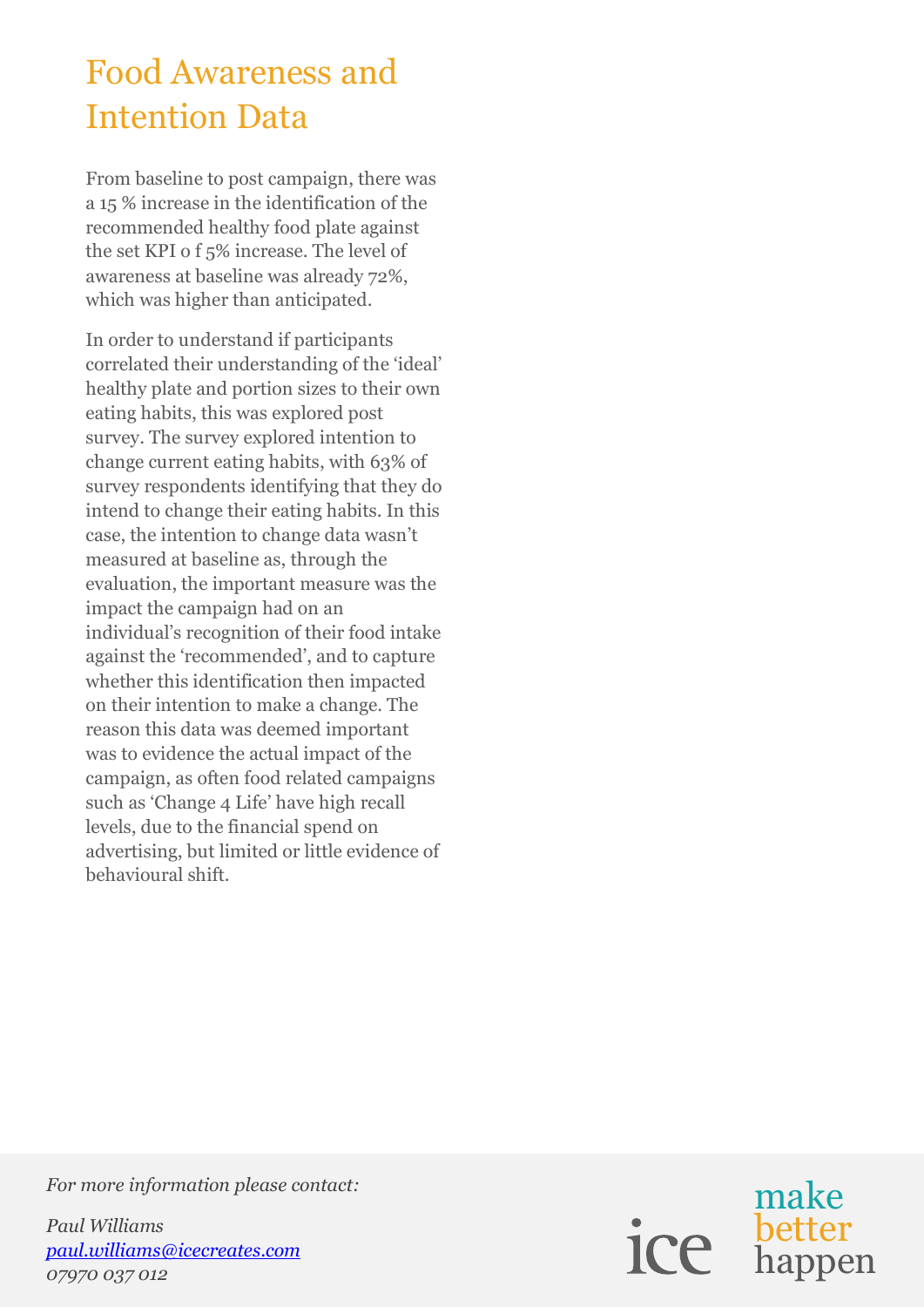# Food Awareness and Intention Data

From baseline to post campaign, there was a 15 % increase in the identification of the recommended healthy food plate against the set KPI o f 5% increase. The level of awareness at baseline was already 72%, which was higher than anticipated.

In order to understand if participants correlated their understanding of the 'ideal' healthy plate and portion sizes to their own eating habits, this was explored post survey. The survey explored intention to change current eating habits, with 63% of survey respondents identifying that they do intend to change their eating habits. In this case, the intention to change data wasn't measured at baseline as, through the evaluation, the important measure was the impact the campaign had on an individual's recognition of their food intake against the 'recommended', and to capture whether this identification then impacted on their intention to make a change. The reason this data was deemed important was to evidence the actual impact of the campaign, as often food related campaigns such as 'Change 4 Life' have high recall levels, due to the financial spend on advertising, but limited or little evidence of behavioural shift.

*For more information please contact:*

*Paul Williams*
*[paul.williams@icecreates.com](mailto:paul.williams@icecreates.com)*
*07970 037 012*

ice make better happen